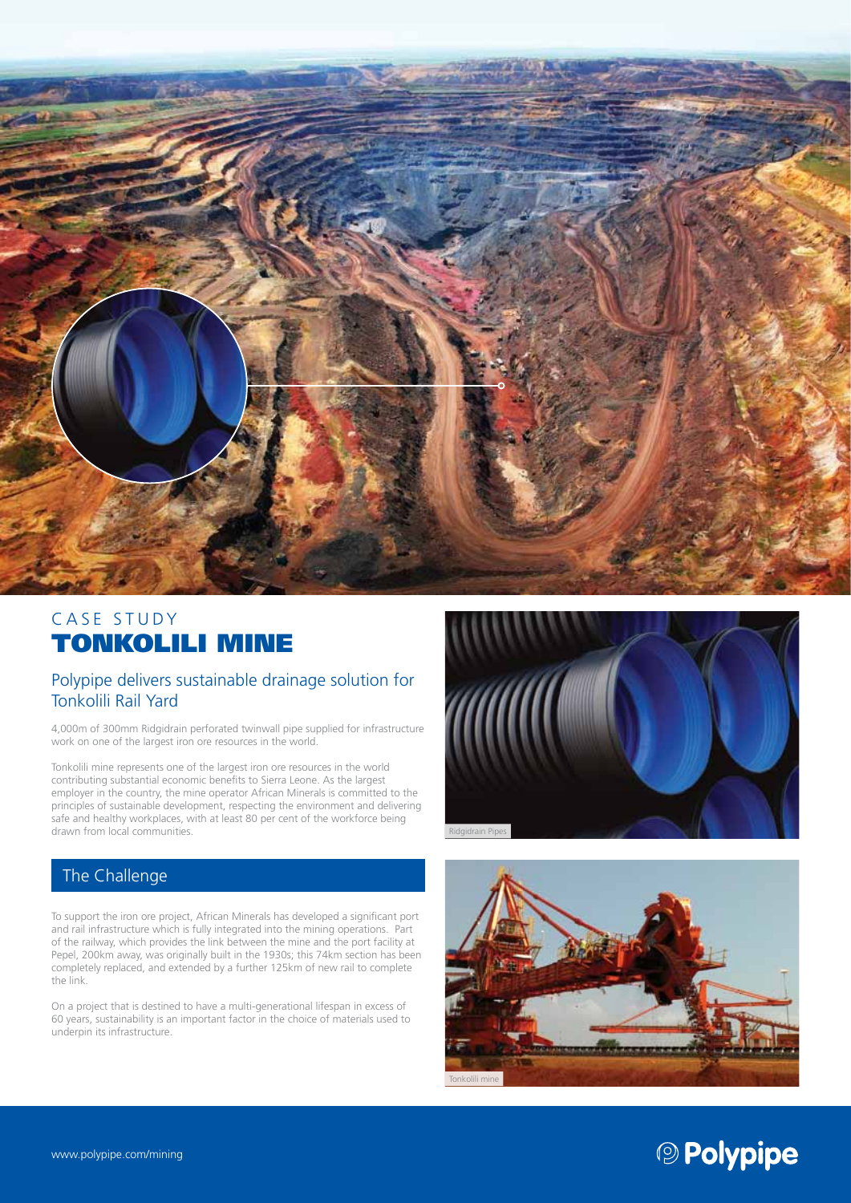CASE STUDY

# TONKOLILI MINE

## Polypipe delivers sustainable drainage solution for Tonkolili Rail Yard

4,000m of 300mm Ridgidrain perforated twinwall pipe supplied for infrastructure work on one of the largest iron ore resources in the world.

Tonkolili mine represents one of the largest iron ore resources in the world contributing substantial economic benefits to Sierra Leone. As the largest employer in the country, the mine operator African Minerals is committed to the principles of sustainable development, respecting the environment and delivering safe and healthy workplaces, with at least 80 per cent of the workforce being drawn from local communities.

Ridgidrain Pipes

## The Challenge

To support the iron ore project, African Minerals has developed a significant port and rail infrastructure which is fully integrated into the mining operations. Part of the railway, which provides the link between the mine and the port facility at Pepel, 200km away, was originally built in the 1930s; this 74km section has been completely replaced, and extended by a further 125km of new rail to complete the link.

On a project that is destined to have a multi-generational lifespan in excess of 60 years, sustainability is an important factor in the choice of materials used to underpin its infrastructure.

Tonkolili mine

www.polypipe.com/mining

Polypipe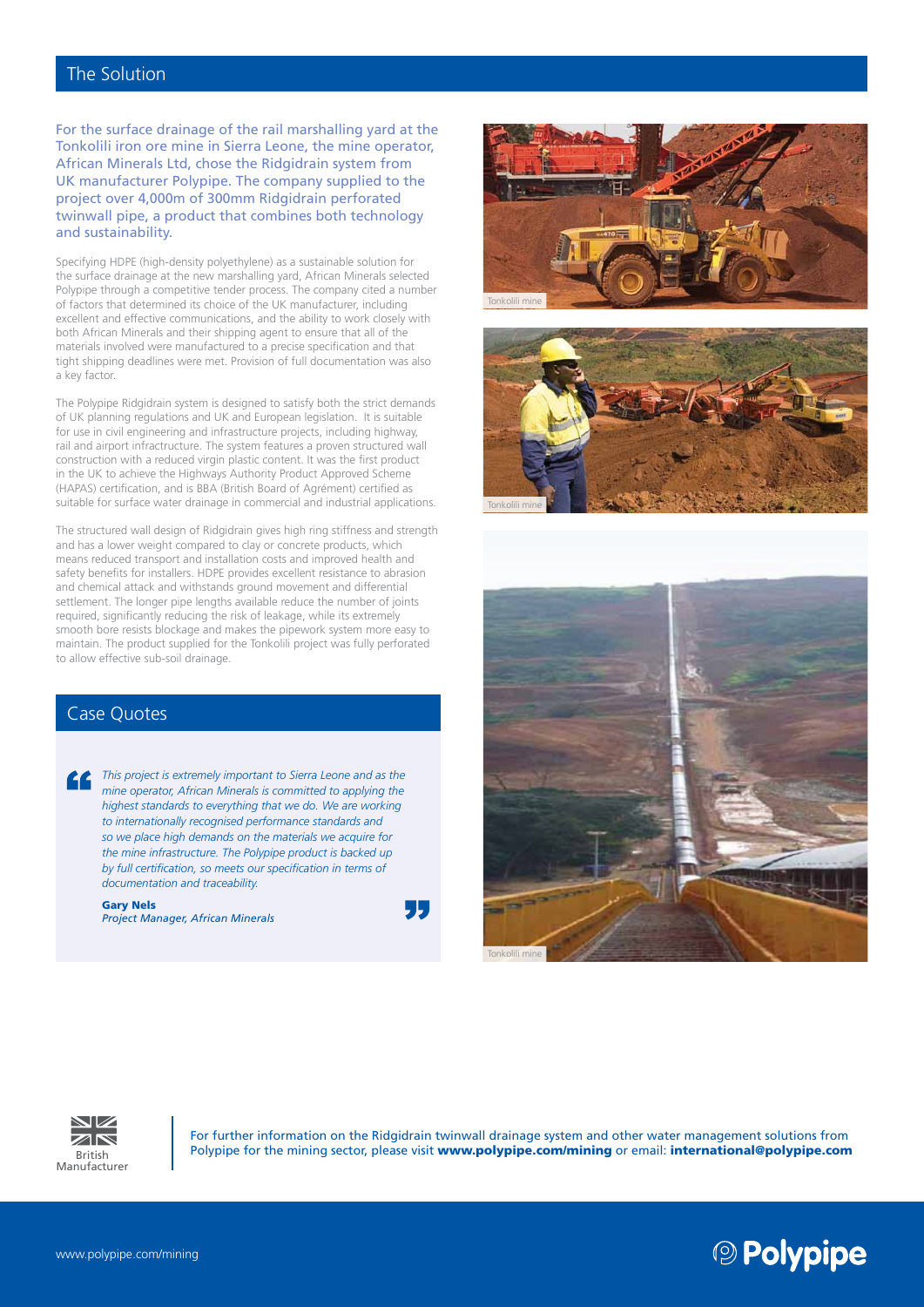## The Solution

For the surface drainage of the rail marshalling yard at the Tonkolili iron ore mine in Sierra Leone, the mine operator, African Minerals Ltd, chose the Ridgidrain system from UK manufacturer Polypipe. The company supplied to the project over 4,000m of 300mm Ridgidrain perforated twinwall pipe, a product that combines both technology and sustainability.

Specifying HDPE (high-density polyethylene) as a sustainable solution for the surface drainage at the new marshalling yard, African Minerals selected Polypipe through a competitive tender process. The company cited a number of factors that determined its choice of the UK manufacturer, including excellent and effective communications, and the ability to work closely with both African Minerals and their shipping agent to ensure that all of the materials involved were manufactured to a precise specification and that tight shipping deadlines were met. Provision of full documentation was also a key factor.

The Polypipe Ridgidrain system is designed to satisfy both the strict demands of UK planning regulations and UK and European legislation. It is suitable for use in civil engineering and infrastructure projects, including highway, rail and airport infrastructure. The system features a proven structured wall construction with a reduced virgin plastic content. It was the first product in the UK to achieve the Highways Authority Product Approved Scheme (HAPAS) certification, and is BBA (British Board of Agrément) certified as suitable for surface water drainage in commercial and industrial applications.

The structured wall design of Ridgidrain gives high ring stiffness and strength and has a lower weight compared to clay or concrete products, which means reduced transport and installation costs and improved health and safety benefits for installers. HDPE provides excellent resistance to abrasion and chemical attack and withstands ground movement and differential settlement. The longer pipe lengths available reduce the number of joints required, significantly reducing the risk of leakage, while its extremely smooth bore resists blockage and makes the pipework system more easy to maintain. The product supplied for the Tonkolili project was fully perforated to allow effective sub-soil drainage.

## Case Quotes

> *This project is extremely important to Sierra Leone and as the mine operator, African Minerals is committed to applying the highest standards to everything that we do. We are working to internationally recognised performance standards and so we place high demands on the materials we acquire for the mine infrastructure. The Polypipe product is backed up by full certification, so meets our specification in terms of documentation and traceability.*
>
> **Gary Nels**
> *Project Manager, African Minerals*

Tonkolili mine

Tonkolili mine

Tonkolili mine

British Manufacturer

For further information on the Ridgidrain twinwall drainage system and other water management solutions from Polypipe for the mining sector, please visit **www.polypipe.com/mining** or email: **international@polypipe.com**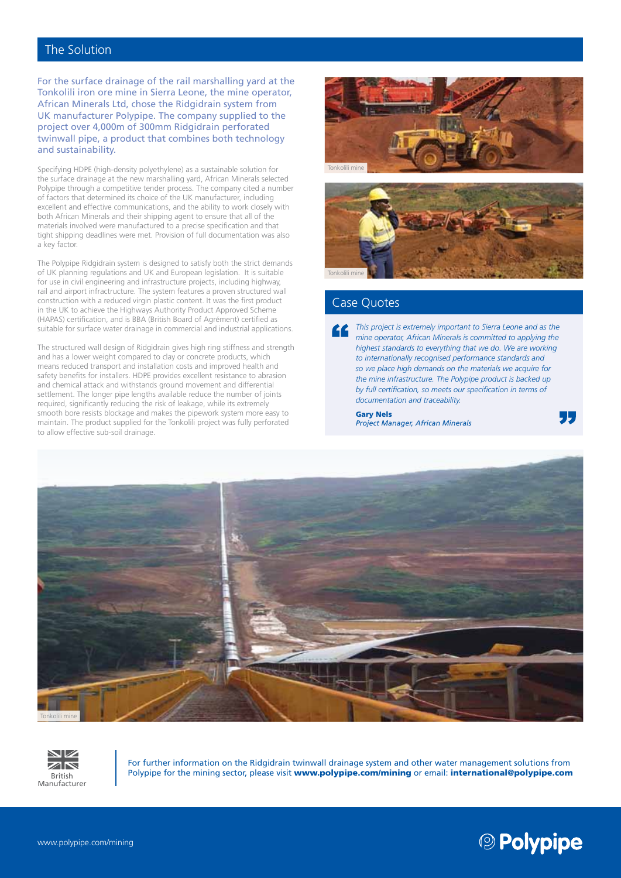## The Solution

For the surface drainage of the rail marshalling yard at the Tonkolili iron ore mine in Sierra Leone, the mine operator, African Minerals Ltd, chose the Ridgidrain system from UK manufacturer Polypipe. The company supplied to the project over 4,000m of 300mm Ridgidrain perforated twinwall pipe, a product that combines both technology and sustainability.

Specifying HDPE (high-density polyethylene) as a sustainable solution for the surface drainage at the new marshalling yard, African Minerals selected Polypipe through a competitive tender process. The company cited a number of factors that determined its choice of the UK manufacturer, including excellent and effective communications, and the ability to work closely with both African Minerals and their shipping agent to ensure that all of the materials involved were manufactured to a precise specification and that tight shipping deadlines were met. Provision of full documentation was also a key factor.

The Polypipe Ridgidrain system is designed to satisfy both the strict demands of UK planning regulations and UK and European legislation. It is suitable for use in civil engineering and infrastructure projects, including highway, rail and airport infractructure. The system features a proven structured wall construction with a reduced virgin plastic content. It was the first product in the UK to achieve the Highways Authority Product Approved Scheme (HAPAS) certification, and is BBA (British Board of Agrément) certified as suitable for surface water drainage in commercial and industrial applications.

The structured wall design of Ridgidrain gives high ring stiffness and strength and has a lower weight compared to clay or concrete products, which means reduced transport and installation costs and improved health and safety benefits for installers. HDPE provides excellent resistance to abrasion and chemical attack and withstands ground movement and differential settlement. The longer pipe lengths available reduce the number of joints required, significantly reducing the risk of leakage, while its extremely smooth bore resists blockage and makes the pipework system more easy to maintain. The product supplied for the Tonkolili project was fully perforated to allow effective sub-soil drainage.

Tonkolili mine

Tonkolili mine

## Case Quotes

*This project is extremely important to Sierra Leone and as the mine operator, African Minerals is committed to applying the highest standards to everything that we do. We are working to internationally recognised performance standards and so we place high demands on the materials we acquire for the mine infrastructure. The Polypipe product is backed up by full certification, so meets our specification in terms of documentation and traceability.*

**Gary Nels**
*Project Manager, African Minerals*

Tonkolili mine

British Manufacturer

For further information on the Ridgidrain twinwall drainage system and other water management solutions from Polypipe for the mining sector, please visit **www.polypipe.com/mining** or email: **international@polypipe.com**

www.polypipe.com/mining

Polypipe